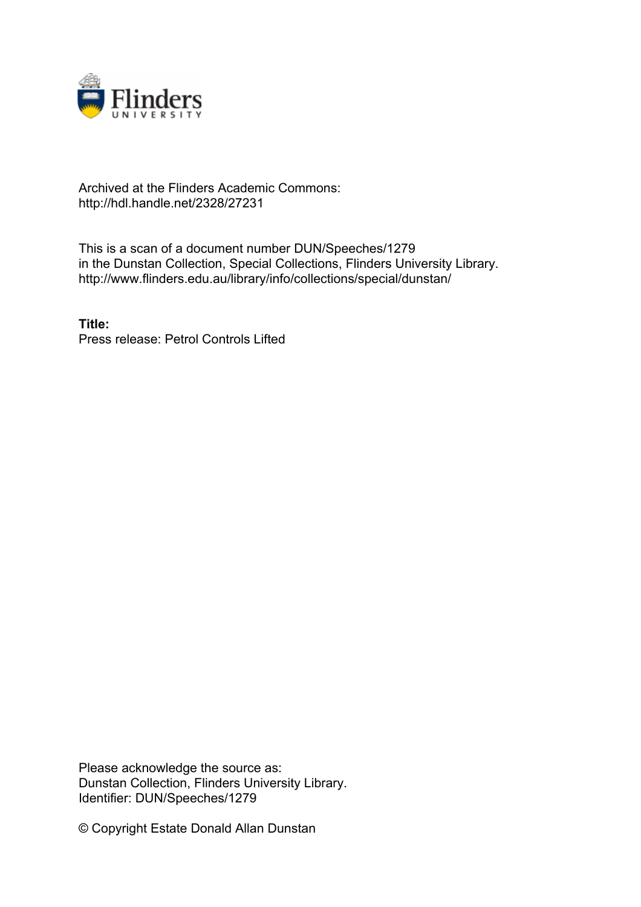Archived at the Flinders Academic Commons:
http://hdl.handle.net/2328/27231

This is a scan of a document number DUN/Speeches/1279
in the Dunstan Collection, Special Collections, Flinders University Library.
http://www.flinders.edu.au/library/info/collections/special/dunstan/

**Title:**
Press release: Petrol Controls Lifted

Please acknowledge the source as:
Dunstan Collection, Flinders University Library.
Identifier: DUN/Speeches/1279

© Copyright Estate Donald Allan Dunstan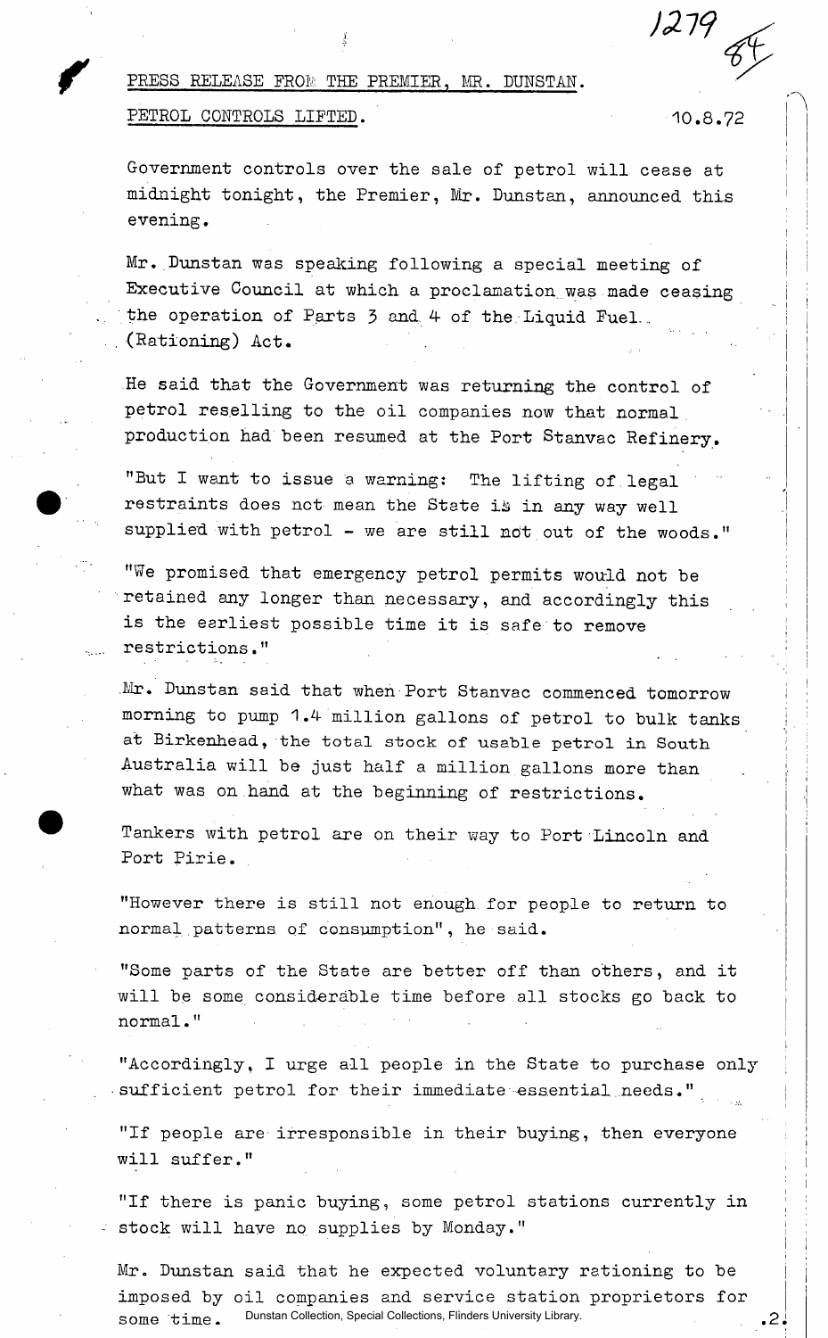PRESS RELEASE FROM THE PREMIER, MR. DUNSTAN.

PETROL CONTROLS LIFTED. 10.8.72

Government controls over the sale of petrol will cease at midnight tonight, the Premier, Mr. Dunstan, announced this evening.

Mr. Dunstan was speaking following a special meeting of Executive Council at which a proclamation was made ceasing the operation of Parts 3 and 4 of the Liquid Fuel (Rationing) Act.

He said that the Government was returning the control of petrol reselling to the oil companies now that normal production had been resumed at the Port Stanvac Refinery.

"But I want to issue a warning: The lifting of legal restraints does not mean the State is in any way well supplied with petrol - we are still not out of the woods."

"We promised that emergency petrol permits would not be retained any longer than necessary, and accordingly this is the earliest possible time it is safe to remove restrictions."

Mr. Dunstan said that when Port Stanvac commenced tomorrow morning to pump 1.4 million gallons of petrol to bulk tanks at Birkenhead, the total stock of usable petrol in South Australia will be just half a million gallons more than what was on hand at the beginning of restrictions.

Tankers with petrol are on their way to Port Lincoln and Port Pirie.

"However there is still not enough for people to return to normal patterns of consumption", he said.

"Some parts of the State are better off than others, and it will be some considerable time before all stocks go back to normal."

"Accordingly, I urge all people in the State to purchase only sufficient petrol for their immediate essential needs."

"If people are irresponsible in their buying, then everyone will suffer."

"If there is panic buying, some petrol stations currently in stock will have no supplies by Monday."

Mr. Dunstan said that he expected voluntary rationing to be imposed by oil companies and service station proprietors for some time.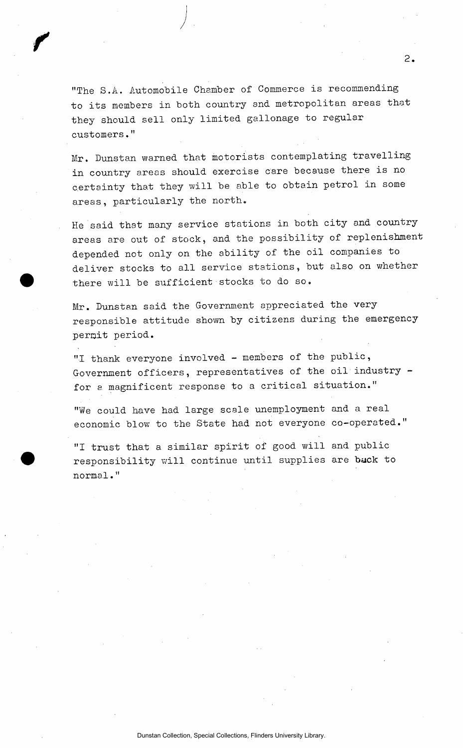"The S.A. Automobile Chamber of Commerce is recommending to its members in both country and metropolitan areas that they should sell only limited gallonage to regular customers."

Mr. Dunstan warned that motorists contemplating travelling in country areas should exercise care because there is no certainty that they will be able to obtain petrol in some areas, particularly the north.

He said that many service stations in both city and country areas are out of stock, and the possibility of replenishment depended not only on the ability of the oil companies to deliver stocks to all service stations, but also on whether there will be sufficient stocks to do so.

Mr. Dunstan said the Government appreciated the very responsible attitude shown by citizens during the emergency permit period.

"I thank everyone involved - members of the public, Government officers, representatives of the oil industry - for a magnificent response to a critical situation."

"We could have had large scale unemployment and a real economic blow to the State had not everyone co-operated."

"I trust that a similar spirit of good will and public responsibility will continue until supplies are back to normal."